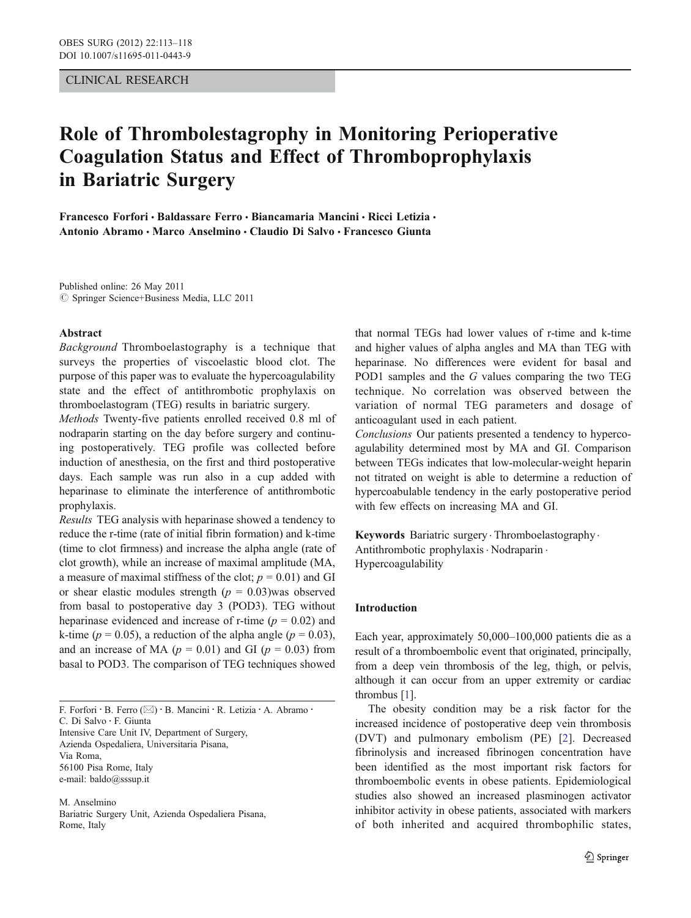CLINICAL RESEARCH

# Role of Thrombolestagrophy in Monitoring Perioperative Coagulation Status and Effect of Thromboprophylaxis in Bariatric Surgery

**Francesco Forfori · Baldassare Ferro · Biancamaria Mancini · Ricci Letizia · Antonio Abramo · Marco Anselmino · Claudio Di Salvo · Francesco Giunta**

Published online: 26 May 2011
© Springer Science+Business Media, LLC 2011

## Abstract

*Background* Thromboelastography is a technique that surveys the properties of viscoelastic blood clot. The purpose of this paper was to evaluate the hypercoagulability state and the effect of antithrombotic prophylaxis on thromboelastogram (TEG) results in bariatric surgery.

*Methods* Twenty-five patients enrolled received 0.8 ml of nodraparin starting on the day before surgery and continuing postoperatively. TEG profile was collected before induction of anesthesia, on the first and third postoperative days. Each sample was run also in a cup added with heparinase to eliminate the interference of antithrombotic prophylaxis.

*Results* TEG analysis with heparinase showed a tendency to reduce the r-time (rate of initial fibrin formation) and k-time (time to clot firmness) and increase the alpha angle (rate of clot growth), while an increase of maximal amplitude (MA, a measure of maximal stiffness of the clot; $p = 0.01$) and GI or shear elastic modules strength ($p = 0.03$)was observed from basal to postoperative day 3 (POD3). TEG without heparinase evidenced and increase of r-time ($p = 0.02$) and k-time ($p = 0.05$), a reduction of the alpha angle ($p = 0.03$), and an increase of MA ($p = 0.01$) and GI ($p = 0.03$) from basal to POD3. The comparison of TEG techniques showed that normal TEGs had lower values of r-time and k-time and higher values of alpha angles and MA than TEG with heparinase. No differences were evident for basal and POD1 samples and the *G* values comparing the two TEG technique. No correlation was observed between the variation of normal TEG parameters and dosage of anticoagulant used in each patient.

*Conclusions* Our patients presented a tendency to hypercoagulability determined most by MA and GI. Comparison between TEGs indicates that low-molecular-weight heparin not titrated on weight is able to determine a reduction of hypercoabulable tendency in the early postoperative period with few effects on increasing MA and GI.

**Keywords** Bariatric surgery · Thromboelastography · Antithrombotic prophylaxis · Nodraparin · Hypercoagulability

F. Forfori · B. Ferro (✉) · B. Mancini · R. Letizia · A. Abramo · C. Di Salvo · F. Giunta
Intensive Care Unit IV, Department of Surgery, Azienda Ospedaliera, Universitaria Pisana, Via Roma, 56100 Pisa Rome, Italy
e-mail: baldo@sssup.it

M. Anselmino
Bariatric Surgery Unit, Azienda Ospedaliera Pisana, Rome, Italy

## Introduction

Each year, approximately 50,000–100,000 patients die as a result of a thromboembolic event that originated, principally, from a deep vein thrombosis of the leg, thigh, or pelvis, although it can occur from an upper extremity or cardiac thrombus [1].

The obesity condition may be a risk factor for the increased incidence of postoperative deep vein thrombosis (DVT) and pulmonary embolism (PE) [2]. Decreased fibrinolysis and increased fibrinogen concentration have been identified as the most important risk factors for thromboembolic events in obese patients. Epidemiological studies also showed an increased plasminogen activator inhibitor activity in obese patients, associated with markers of both inherited and acquired thrombophilic states,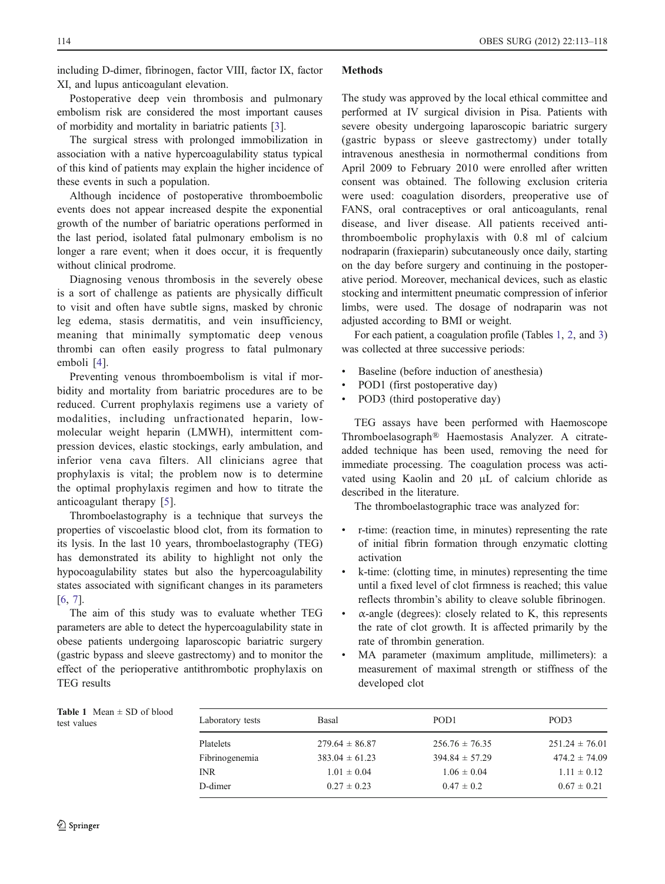including D-dimer, fibrinogen, factor VIII, factor IX, factor XI, and lupus anticoagulant elevation.

Postoperative deep vein thrombosis and pulmonary embolism risk are considered the most important causes of morbidity and mortality in bariatric patients [3].

The surgical stress with prolonged immobilization in association with a native hypercoagulability status typical of this kind of patients may explain the higher incidence of these events in such a population.

Although incidence of postoperative thromboembolic events does not appear increased despite the exponential growth of the number of bariatric operations performed in the last period, isolated fatal pulmonary embolism is no longer a rare event; when it does occur, it is frequently without clinical prodrome.

Diagnosing venous thrombosis in the severely obese is a sort of challenge as patients are physically difficult to visit and often have subtle signs, masked by chronic leg edema, stasis dermatitis, and vein insufficiency, meaning that minimally symptomatic deep venous thrombi can often easily progress to fatal pulmonary emboli [4].

Preventing venous thromboembolism is vital if morbidity and mortality from bariatric procedures are to be reduced. Current prophylaxis regimens use a variety of modalities, including unfractionated heparin, low-molecular weight heparin (LMWH), intermittent compression devices, elastic stockings, early ambulation, and inferior vena cava filters. All clinicians agree that prophylaxis is vital; the problem now is to determine the optimal prophylaxis regimen and how to titrate the anticoagulant therapy [5].

Thromboelastography is a technique that surveys the properties of viscoelastic blood clot, from its formation to its lysis. In the last 10 years, thromboelastography (TEG) has demonstrated its ability to highlight not only the hypocoagulability states but also the hypercoagulability states associated with significant changes in its parameters [6, 7].

The aim of this study was to evaluate whether TEG parameters are able to detect the hypercoagulability state in obese patients undergoing laparoscopic bariatric surgery (gastric bypass and sleeve gastrectomy) and to monitor the effect of the perioperative antithrombotic prophylaxis on TEG results

## Methods

The study was approved by the local ethical committee and performed at IV surgical division in Pisa. Patients with severe obesity undergoing laparoscopic bariatric surgery (gastric bypass or sleeve gastrectomy) under totally intravenous anesthesia in normothermal conditions from April 2009 to February 2010 were enrolled after written consent was obtained. The following exclusion criteria were used: coagulation disorders, preoperative use of FANS, oral contraceptives or oral anticoagulants, renal disease, and liver disease. All patients received antithromboembolic prophylaxis with 0.8 ml of calcium nodraparin (fraxieparin) subcutaneously once daily, starting on the day before surgery and continuing in the postoperative period. Moreover, mechanical devices, such as elastic stocking and intermittent pneumatic compression of inferior limbs, were used. The dosage of nodraparin was not adjusted according to BMI or weight.

For each patient, a coagulation profile (Tables 1, 2, and 3) was collected at three successive periods:

- Baseline (before induction of anesthesia)
- POD1 (first postoperative day)
- POD3 (third postoperative day)

TEG assays have been performed with Haemoscope Thromboelasograph® Haemostasis Analyzer. A citrate-added technique has been used, removing the need for immediate processing. The coagulation process was activated using Kaolin and 20 μL of calcium chloride as described in the literature.

The thromboelastographic trace was analyzed for:

- r-time: (reaction time, in minutes) representing the rate of initial fibrin formation through enzymatic clotting activation
- k-time: (clotting time, in minutes) representing the time until a fixed level of clot firmness is reached; this value reflects thrombin's ability to cleave soluble fibrinogen.
- $\alpha$-angle (degrees): closely related to K, this represents the rate of clot growth. It is affected primarily by the rate of thrombin generation.
- MA parameter (maximum amplitude, millimeters): a measurement of maximal strength or stiffness of the developed clot

**Table 1** Mean ± SD of blood test values

| Laboratory tests | Basal | POD1 | POD3 |
|---|---|---|---|
| Platelets | 279.64 ± 86.87 | 256.76 ± 76.35 | 251.24 ± 76.01 |
| Fibrinogenemia | 383.04 ± 61.23 | 394.84 ± 57.29 | 474.2 ± 74.09 |
| INR | 1.01 ± 0.04 | 1.06 ± 0.04 | 1.11 ± 0.12 |
| D-dimer | 0.27 ± 0.23 | 0.47 ± 0.2 | 0.67 ± 0.21 |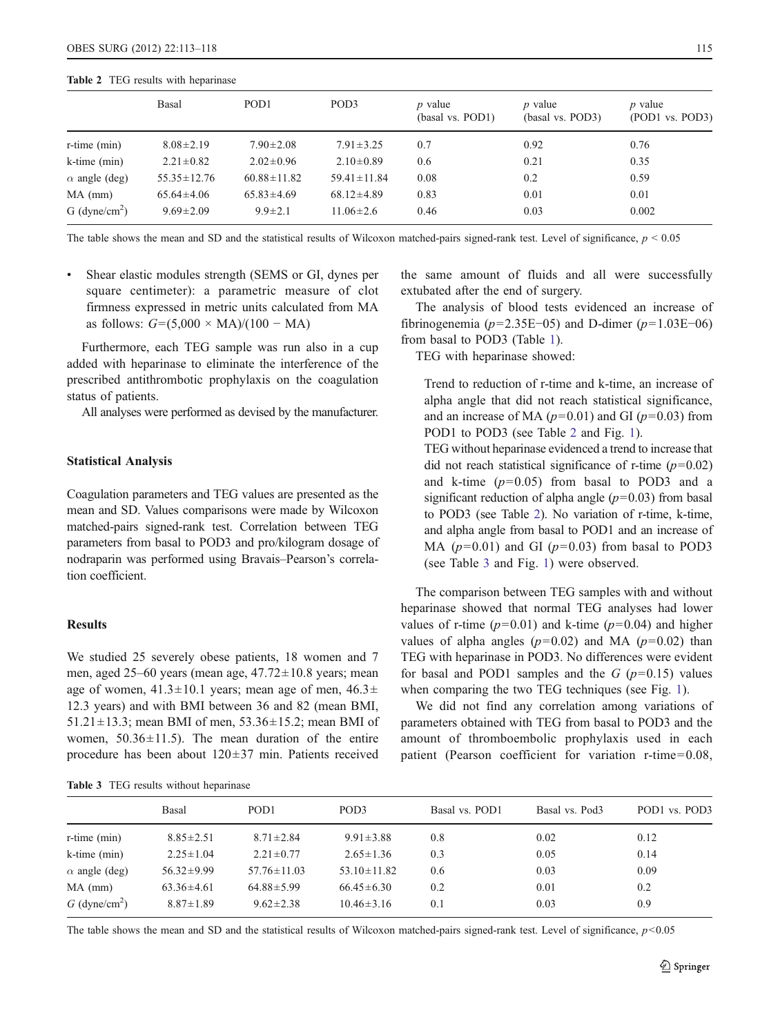**Table 2** TEG results with heparinase

| | Basal | POD1 | POD3 | *p* value (basal vs. POD1) | *p* value (basal vs. POD3) | *p* value (POD1 vs. POD3) |
|---|---|---|---|---|---|---|
| r-time (min) | 8.08±2.19 | 7.90±2.08 | 7.91±3.25 | 0.7 | 0.92 | 0.76 |
| k-time (min) | 2.21±0.82 | 2.02±0.96 | 2.10±0.89 | 0.6 | 0.21 | 0.35 |
| $\alpha$ angle (deg) | 55.35±12.76 | 60.88±11.82 | 59.41±11.84 | 0.08 | 0.2 | 0.59 |
| MA (mm) | 65.64±4.06 | 65.83±4.69 | 68.12±4.89 | 0.83 | 0.01 | 0.01 |
| G (dyne/cm$^2$) | 9.69±2.09 | 9.9±2.1 | 11.06±2.6 | 0.46 | 0.03 | 0.002 |

The table shows the mean and SD and the statistical results of Wilcoxon matched-pairs signed-rank test. Level of significance, $p < 0.05$

- Shear elastic modules strength (SEMS or GI, dynes per square centimeter): a parametric measure of clot firmness expressed in metric units calculated from MA as follows: $G=(5{,}000 \times \mathrm{MA})/(100 - \mathrm{MA})$

Furthermore, each TEG sample was run also in a cup added with heparinase to eliminate the interference of the prescribed antithrombotic prophylaxis on the coagulation status of patients.

All analyses were performed as devised by the manufacturer.

### Statistical Analysis

Coagulation parameters and TEG values are presented as the mean and SD. Values comparisons were made by Wilcoxon matched-pairs signed-rank test. Correlation between TEG parameters from basal to POD3 and pro/kilogram dosage of nodraparin was performed using Bravais–Pearson's correlation coefficient.

## Results

We studied 25 severely obese patients, 18 women and 7 men, aged 25–60 years (mean age, 47.72±10.8 years; mean age of women, 41.3±10.1 years; mean age of men, 46.3±12.3 years) and with BMI between 36 and 82 (mean BMI, 51.21±13.3; mean BMI of men, 53.36±15.2; mean BMI of women, 50.36±11.5). The mean duration of the entire procedure has been about 120±37 min. Patients received the same amount of fluids and all were successfully extubated after the end of surgery.

The analysis of blood tests evidenced an increase of fibrinogenemia ($p$=2.35E−05) and D-dimer ($p$=1.03E−06) from basal to POD3 (Table 1).

TEG with heparinase showed:

> Trend to reduction of r-time and k-time, an increase of alpha angle that did not reach statistical significance, and an increase of MA ($p$=0.01) and GI ($p$=0.03) from POD1 to POD3 (see Table 2 and Fig. 1).
>
> TEG without heparinase evidenced a trend to increase that did not reach statistical significance of r-time ($p$=0.02) and k-time ($p$=0.05) from basal to POD3 and a significant reduction of alpha angle ($p$=0.03) from basal to POD3 (see Table 2). No variation of r-time, k-time, and alpha angle from basal to POD1 and an increase of MA ($p$=0.01) and GI ($p$=0.03) from basal to POD3 (see Table 3 and Fig. 1) were observed.

The comparison between TEG samples with and without heparinase showed that normal TEG analyses had lower values of r-time ($p$=0.01) and k-time ($p$=0.04) and higher values of alpha angles ($p$=0.02) and MA ($p$=0.02) than TEG with heparinase in POD3. No differences were evident for basal and POD1 samples and the $G$ ($p$=0.15) values when comparing the two TEG techniques (see Fig. 1).

We did not find any correlation among variations of parameters obtained with TEG from basal to POD3 and the amount of thromboembolic prophylaxis used in each patient (Pearson coefficient for variation r-time=0.08,

**Table 3** TEG results without heparinase

| | Basal | POD1 | POD3 | Basal vs. POD1 | Basal vs. Pod3 | POD1 vs. POD3 |
|---|---|---|---|---|---|---|
| r-time (min) | 8.85±2.51 | 8.71±2.84 | 9.91±3.88 | 0.8 | 0.02 | 0.12 |
| k-time (min) | 2.25±1.04 | 2.21±0.77 | 2.65±1.36 | 0.3 | 0.05 | 0.14 |
| $\alpha$ angle (deg) | 56.32±9.99 | 57.76±11.03 | 53.10±11.82 | 0.6 | 0.03 | 0.09 |
| MA (mm) | 63.36±4.61 | 64.88±5.99 | 66.45±6.30 | 0.2 | 0.01 | 0.2 |
| $G$ (dyne/cm$^2$) | 8.87±1.89 | 9.62±2.38 | 10.46±3.16 | 0.1 | 0.03 | 0.9 |

The table shows the mean and SD and the statistical results of Wilcoxon matched-pairs signed-rank test. Level of significance, $p$<0.05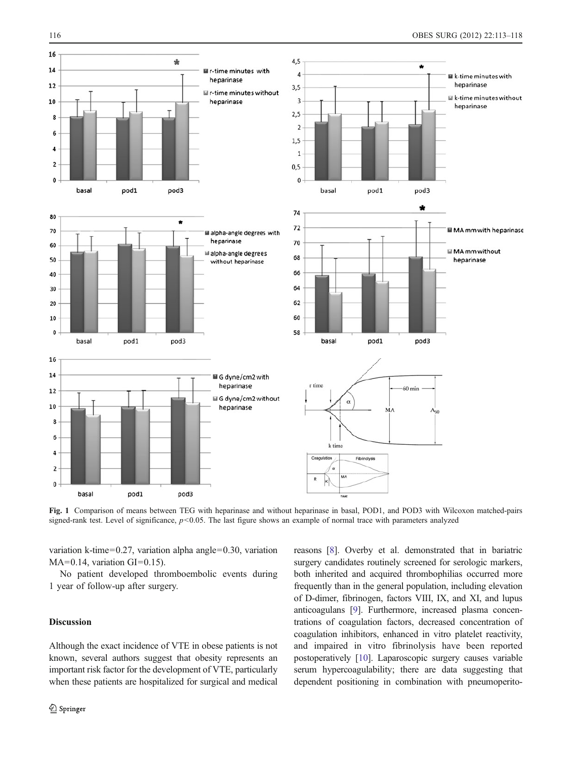Fig. 1 Comparison of means between TEG with heparinase and without heparinase in basal, POD1, and POD3 with Wilcoxon matched-pairs signed-rank test. Level of significance, $p<0.05$. The last figure shows an example of normal trace with parameters analyzed

variation k-time=0.27, variation alpha angle=0.30, variation MA=0.14, variation GI=0.15).

No patient developed thromboembolic events during 1 year of follow-up after surgery.

## Discussion

Although the exact incidence of VTE in obese patients is not known, several authors suggest that obesity represents an important risk factor for the development of VTE, particularly when these patients are hospitalized for surgical and medical reasons [8]. Overby et al. demonstrated that in bariatric surgery candidates routinely screened for serologic markers, both inherited and acquired thrombophilias occurred more frequently than in the general population, including elevation of D-dimer, fibrinogen, factors VIII, IX, and XI, and lupus anticoagulans [9]. Furthermore, increased plasma concentrations of coagulation factors, decreased concentration of coagulation inhibitors, enhanced in vitro platelet reactivity, and impaired in vitro fibrinolysis have been reported postoperatively [10]. Laparoscopic surgery causes variable serum hypercoagulability; there are data suggesting that dependent positioning in combination with pneumoperito-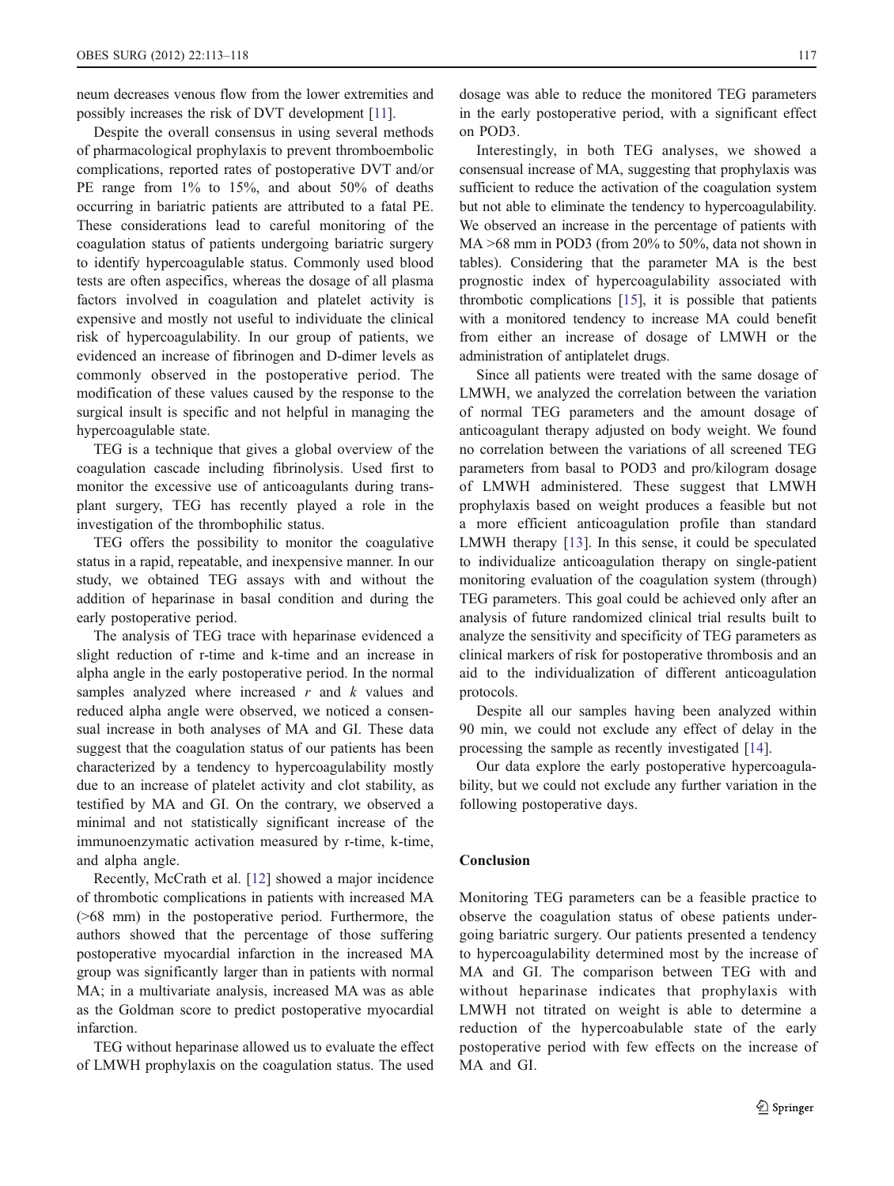neum decreases venous flow from the lower extremities and possibly increases the risk of DVT development [11].

Despite the overall consensus in using several methods of pharmacological prophylaxis to prevent thromboembolic complications, reported rates of postoperative DVT and/or PE range from 1% to 15%, and about 50% of deaths occurring in bariatric patients are attributed to a fatal PE. These considerations lead to careful monitoring of the coagulation status of patients undergoing bariatric surgery to identify hypercoagulable status. Commonly used blood tests are often aspecifics, whereas the dosage of all plasma factors involved in coagulation and platelet activity is expensive and mostly not useful to individuate the clinical risk of hypercoagulability. In our group of patients, we evidenced an increase of fibrinogen and D-dimer levels as commonly observed in the postoperative period. The modification of these values caused by the response to the surgical insult is specific and not helpful in managing the hypercoagulable state.

TEG is a technique that gives a global overview of the coagulation cascade including fibrinolysis. Used first to monitor the excessive use of anticoagulants during transplant surgery, TEG has recently played a role in the investigation of the thrombophilic status.

TEG offers the possibility to monitor the coagulative status in a rapid, repeatable, and inexpensive manner. In our study, we obtained TEG assays with and without the addition of heparinase in basal condition and during the early postoperative period.

The analysis of TEG trace with heparinase evidenced a slight reduction of r-time and k-time and an increase in alpha angle in the early postoperative period. In the normal samples analyzed where increased *r* and *k* values and reduced alpha angle were observed, we noticed a consensual increase in both analyses of MA and GI. These data suggest that the coagulation status of our patients has been characterized by a tendency to hypercoagulability mostly due to an increase of platelet activity and clot stability, as testified by MA and GI. On the contrary, we observed a minimal and not statistically significant increase of the immunoenzymatic activation measured by r-time, k-time, and alpha angle.

Recently, McCrath et al. [12] showed a major incidence of thrombotic complications in patients with increased MA (>68 mm) in the postoperative period. Furthermore, the authors showed that the percentage of those suffering postoperative myocardial infarction in the increased MA group was significantly larger than in patients with normal MA; in a multivariate analysis, increased MA was as able as the Goldman score to predict postoperative myocardial infarction.

TEG without heparinase allowed us to evaluate the effect of LMWH prophylaxis on the coagulation status. The used dosage was able to reduce the monitored TEG parameters in the early postoperative period, with a significant effect on POD3.

Interestingly, in both TEG analyses, we showed a consensual increase of MA, suggesting that prophylaxis was sufficient to reduce the activation of the coagulation system but not able to eliminate the tendency to hypercoagulability. We observed an increase in the percentage of patients with MA >68 mm in POD3 (from 20% to 50%, data not shown in tables). Considering that the parameter MA is the best prognostic index of hypercoagulability associated with thrombotic complications [15], it is possible that patients with a monitored tendency to increase MA could benefit from either an increase of dosage of LMWH or the administration of antiplatelet drugs.

Since all patients were treated with the same dosage of LMWH, we analyzed the correlation between the variation of normal TEG parameters and the amount dosage of anticoagulant therapy adjusted on body weight. We found no correlation between the variations of all screened TEG parameters from basal to POD3 and pro/kilogram dosage of LMWH administered. These suggest that LMWH prophylaxis based on weight produces a feasible but not a more efficient anticoagulation profile than standard LMWH therapy [13]. In this sense, it could be speculated to individualize anticoagulation therapy on single-patient monitoring evaluation of the coagulation system (through) TEG parameters. This goal could be achieved only after an analysis of future randomized clinical trial results built to analyze the sensitivity and specificity of TEG parameters as clinical markers of risk for postoperative thrombosis and an aid to the individualization of different anticoagulation protocols.

Despite all our samples having been analyzed within 90 min, we could not exclude any effect of delay in the processing the sample as recently investigated [14].

Our data explore the early postoperative hypercoagulability, but we could not exclude any further variation in the following postoperative days.

## Conclusion

Monitoring TEG parameters can be a feasible practice to observe the coagulation status of obese patients undergoing bariatric surgery. Our patients presented a tendency to hypercoagulability determined most by the increase of MA and GI. The comparison between TEG with and without heparinase indicates that prophylaxis with LMWH not titrated on weight is able to determine a reduction of the hypercoabulable state of the early postoperative period with few effects on the increase of MA and GI.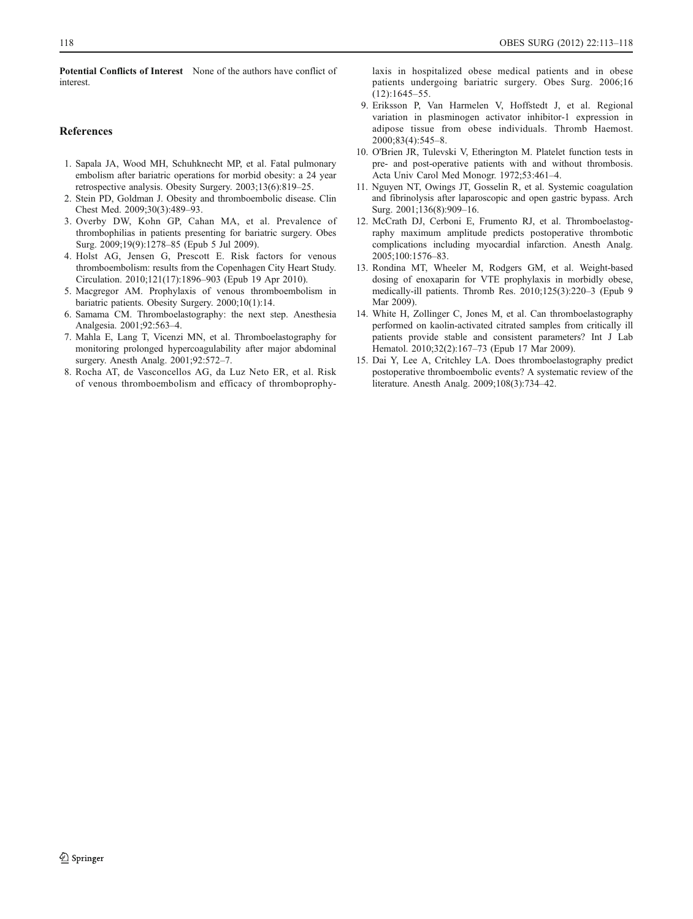**Potential Conflicts of Interest** None of the authors have conflict of interest.

## References

1. Sapala JA, Wood MH, Schuhknecht MP, et al. Fatal pulmonary embolism after bariatric operations for morbid obesity: a 24 year retrospective analysis. Obesity Surgery. 2003;13(6):819–25.
2. Stein PD, Goldman J. Obesity and thromboembolic disease. Clin Chest Med. 2009;30(3):489–93.
3. Overby DW, Kohn GP, Cahan MA, et al. Prevalence of thrombophilias in patients presenting for bariatric surgery. Obes Surg. 2009;19(9):1278–85 (Epub 5 Jul 2009).
4. Holst AG, Jensen G, Prescott E. Risk factors for venous thromboembolism: results from the Copenhagen City Heart Study. Circulation. 2010;121(17):1896–903 (Epub 19 Apr 2010).
5. Macgregor AM. Prophylaxis of venous thromboembolism in bariatric patients. Obesity Surgery. 2000;10(1):14.
6. Samama CM. Thromboelastography: the next step. Anesthesia Analgesia. 2001;92:563–4.
7. Mahla E, Lang T, Vicenzi MN, et al. Thromboelastography for monitoring prolonged hypercoagulability after major abdominal surgery. Anesth Analg. 2001;92:572–7.
8. Rocha AT, de Vasconcellos AG, da Luz Neto ER, et al. Risk of venous thromboembolism and efficacy of thromboprophylaxis in hospitalized obese medical patients and in obese patients undergoing bariatric surgery. Obes Surg. 2006;16(12):1645–55.
9. Eriksson P, Van Harmelen V, Hoffstedt J, et al. Regional variation in plasminogen activator inhibitor-1 expression in adipose tissue from obese individuals. Thromb Haemost. 2000;83(4):545–8.
10. O'Brien JR, Tulevski V, Etherington M. Platelet function tests in pre- and post-operative patients with and without thrombosis. Acta Univ Carol Med Monogr. 1972;53:461–4.
11. Nguyen NT, Owings JT, Gosselin R, et al. Systemic coagulation and fibrinolysis after laparoscopic and open gastric bypass. Arch Surg. 2001;136(8):909–16.
12. McCrath DJ, Cerboni E, Frumento RJ, et al. Thromboelastography maximum amplitude predicts postoperative thrombotic complications including myocardial infarction. Anesth Analg. 2005;100:1576–83.
13. Rondina MT, Wheeler M, Rodgers GM, et al. Weight-based dosing of enoxaparin for VTE prophylaxis in morbidly obese, medically-ill patients. Thromb Res. 2010;125(3):220–3 (Epub 9 Mar 2009).
14. White H, Zollinger C, Jones M, et al. Can thromboelastography performed on kaolin-activated citrated samples from critically ill patients provide stable and consistent parameters? Int J Lab Hematol. 2010;32(2):167–73 (Epub 17 Mar 2009).
15. Dai Y, Lee A, Critchley LA. Does thromboelastography predict postoperative thromboembolic events? A systematic review of the literature. Anesth Analg. 2009;108(3):734–42.